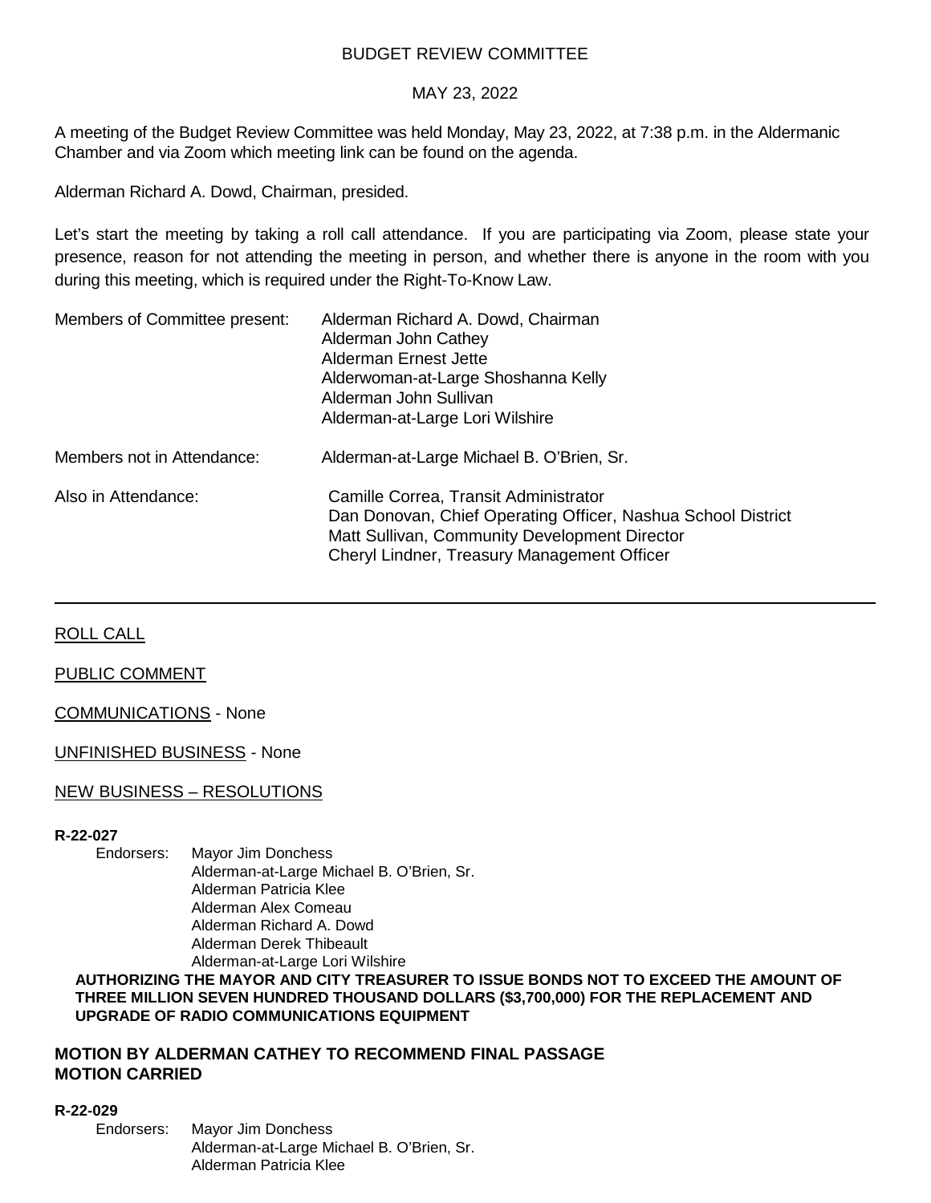BUDGET REVIEW COMMITTEE

MAY 23, 2022

A meeting of the Budget Review Committee was held Monday, May 23, 2022, at 7:38 p.m. in the Aldermanic Chamber and via Zoom which meeting link can be found on the agenda.

Alderman Richard A. Dowd, Chairman, presided.

Let's start the meeting by taking a roll call attendance. If you are participating via Zoom, please state your presence, reason for not attending the meeting in person, and whether there is anyone in the room with you during this meeting, which is required under the Right-To-Know Law.

Members of Committee present: Alderman Richard A. Dowd, Chairman
Alderman John Cathey
Alderman Ernest Jette
Alderwoman-at-Large Shoshanna Kelly
Alderman John Sullivan
Alderman-at-Large Lori Wilshire

Members not in Attendance: Alderman-at-Large Michael B. O'Brien, Sr.

Also in Attendance: Camille Correa, Transit Administrator
Dan Donovan, Chief Operating Officer, Nashua School District
Matt Sullivan, Community Development Director
Cheryl Lindner, Treasury Management Officer

---

ROLL CALL

PUBLIC COMMENT

COMMUNICATIONS - None

UNFINISHED BUSINESS - None

NEW BUSINESS – RESOLUTIONS

**R-22-027**

Endorsers: Mayor Jim Donchess
Alderman-at-Large Michael B. O'Brien, Sr.
Alderman Patricia Klee
Alderman Alex Comeau
Alderman Richard A. Dowd
Alderman Derek Thibeault
Alderman-at-Large Lori Wilshire

**AUTHORIZING THE MAYOR AND CITY TREASURER TO ISSUE BONDS NOT TO EXCEED THE AMOUNT OF THREE MILLION SEVEN HUNDRED THOUSAND DOLLARS ($3,700,000) FOR THE REPLACEMENT AND UPGRADE OF RADIO COMMUNICATIONS EQUIPMENT**

**MOTION BY ALDERMAN CATHEY TO RECOMMEND FINAL PASSAGE**
**MOTION CARRIED**

**R-22-029**

Endorsers: Mayor Jim Donchess
Alderman-at-Large Michael B. O'Brien, Sr.
Alderman Patricia Klee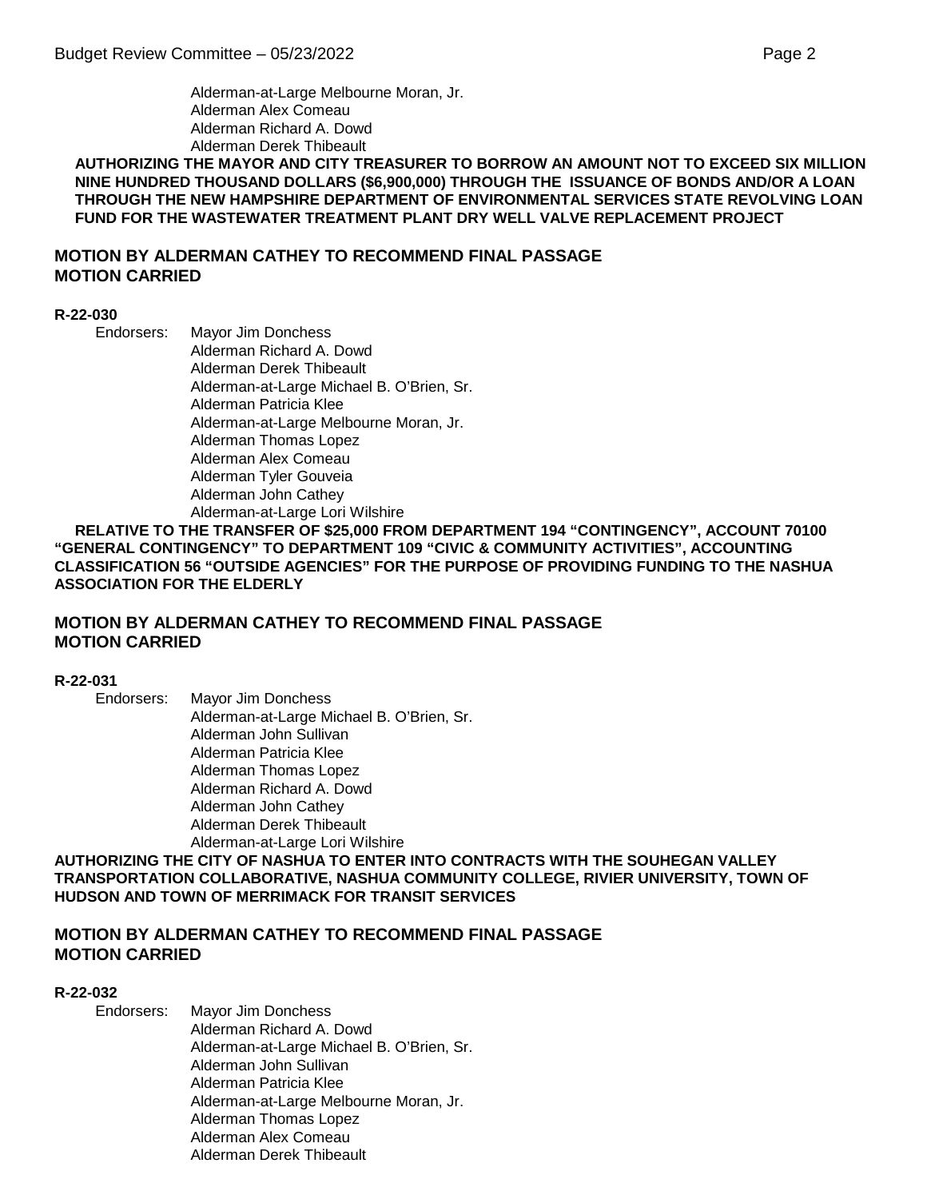Alderman-at-Large Melbourne Moran, Jr.
Alderman Alex Comeau
Alderman Richard A. Dowd
Alderman Derek Thibeault

**AUTHORIZING THE MAYOR AND CITY TREASURER TO BORROW AN AMOUNT NOT TO EXCEED SIX MILLION NINE HUNDRED THOUSAND DOLLARS ($6,900,000) THROUGH THE ISSUANCE OF BONDS AND/OR A LOAN THROUGH THE NEW HAMPSHIRE DEPARTMENT OF ENVIRONMENTAL SERVICES STATE REVOLVING LOAN FUND FOR THE WASTEWATER TREATMENT PLANT DRY WELL VALVE REPLACEMENT PROJECT**

**MOTION BY ALDERMAN CATHEY TO RECOMMEND FINAL PASSAGE**
**MOTION CARRIED**

**R-22-030**

Endorsers: Mayor Jim Donchess
Alderman Richard A. Dowd
Alderman Derek Thibeault
Alderman-at-Large Michael B. O'Brien, Sr.
Alderman Patricia Klee
Alderman-at-Large Melbourne Moran, Jr.
Alderman Thomas Lopez
Alderman Alex Comeau
Alderman Tyler Gouveia
Alderman John Cathey
Alderman-at-Large Lori Wilshire

**RELATIVE TO THE TRANSFER OF $25,000 FROM DEPARTMENT 194 "CONTINGENCY", ACCOUNT 70100 "GENERAL CONTINGENCY" TO DEPARTMENT 109 "CIVIC & COMMUNITY ACTIVITIES", ACCOUNTING CLASSIFICATION 56 "OUTSIDE AGENCIES" FOR THE PURPOSE OF PROVIDING FUNDING TO THE NASHUA ASSOCIATION FOR THE ELDERLY**

**MOTION BY ALDERMAN CATHEY TO RECOMMEND FINAL PASSAGE**
**MOTION CARRIED**

**R-22-031**

Endorsers: Mayor Jim Donchess
Alderman-at-Large Michael B. O'Brien, Sr.
Alderman John Sullivan
Alderman Patricia Klee
Alderman Thomas Lopez
Alderman Richard A. Dowd
Alderman John Cathey
Alderman Derek Thibeault
Alderman-at-Large Lori Wilshire

**AUTHORIZING THE CITY OF NASHUA TO ENTER INTO CONTRACTS WITH THE SOUHEGAN VALLEY TRANSPORTATION COLLABORATIVE, NASHUA COMMUNITY COLLEGE, RIVIER UNIVERSITY, TOWN OF HUDSON AND TOWN OF MERRIMACK FOR TRANSIT SERVICES**

**MOTION BY ALDERMAN CATHEY TO RECOMMEND FINAL PASSAGE**
**MOTION CARRIED**

**R-22-032**

Endorsers: Mayor Jim Donchess
Alderman Richard A. Dowd
Alderman-at-Large Michael B. O'Brien, Sr.
Alderman John Sullivan
Alderman Patricia Klee
Alderman-at-Large Melbourne Moran, Jr.
Alderman Thomas Lopez
Alderman Alex Comeau
Alderman Derek Thibeault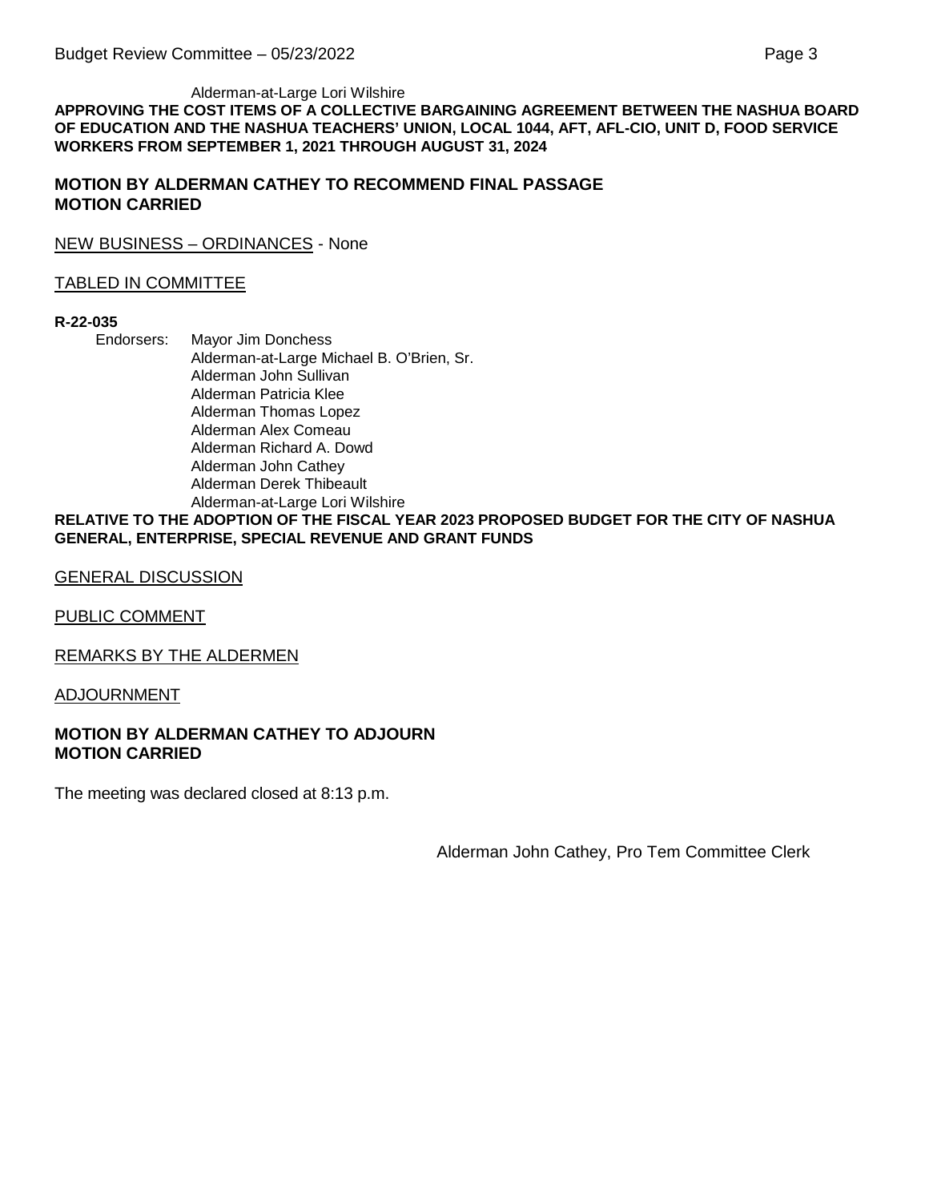Alderman-at-Large Lori Wilshire

**APPROVING THE COST ITEMS OF A COLLECTIVE BARGAINING AGREEMENT BETWEEN THE NASHUA BOARD OF EDUCATION AND THE NASHUA TEACHERS' UNION, LOCAL 1044, AFT, AFL-CIO, UNIT D, FOOD SERVICE WORKERS FROM SEPTEMBER 1, 2021 THROUGH AUGUST 31, 2024**

**MOTION BY ALDERMAN CATHEY TO RECOMMEND FINAL PASSAGE**
**MOTION CARRIED**

NEW BUSINESS – ORDINANCES - None

TABLED IN COMMITTEE

**R-22-035**

Endorsers: Mayor Jim Donchess
Alderman-at-Large Michael B. O'Brien, Sr.
Alderman John Sullivan
Alderman Patricia Klee
Alderman Thomas Lopez
Alderman Alex Comeau
Alderman Richard A. Dowd
Alderman John Cathey
Alderman Derek Thibeault
Alderman-at-Large Lori Wilshire

**RELATIVE TO THE ADOPTION OF THE FISCAL YEAR 2023 PROPOSED BUDGET FOR THE CITY OF NASHUA GENERAL, ENTERPRISE, SPECIAL REVENUE AND GRANT FUNDS**

GENERAL DISCUSSION

PUBLIC COMMENT

REMARKS BY THE ALDERMEN

ADJOURNMENT

**MOTION BY ALDERMAN CATHEY TO ADJOURN**
**MOTION CARRIED**

The meeting was declared closed at 8:13 p.m.

Alderman John Cathey, Pro Tem Committee Clerk